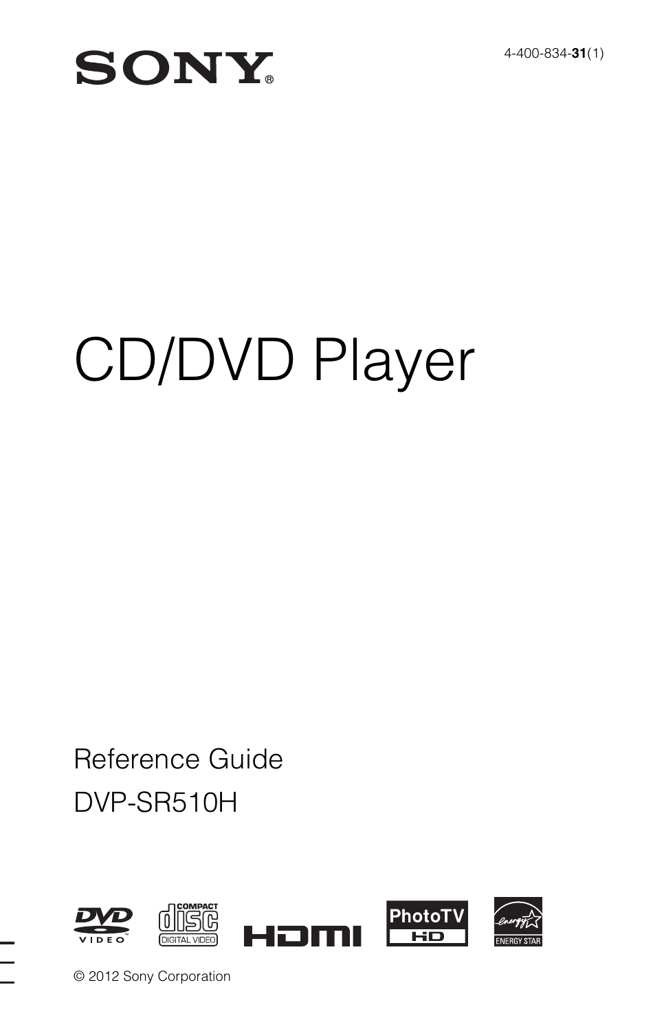SONY

4-400-834-**31**(1)

# CD/DVD Player

Reference Guide

DVP-SR510H

© 2012 Sony Corporation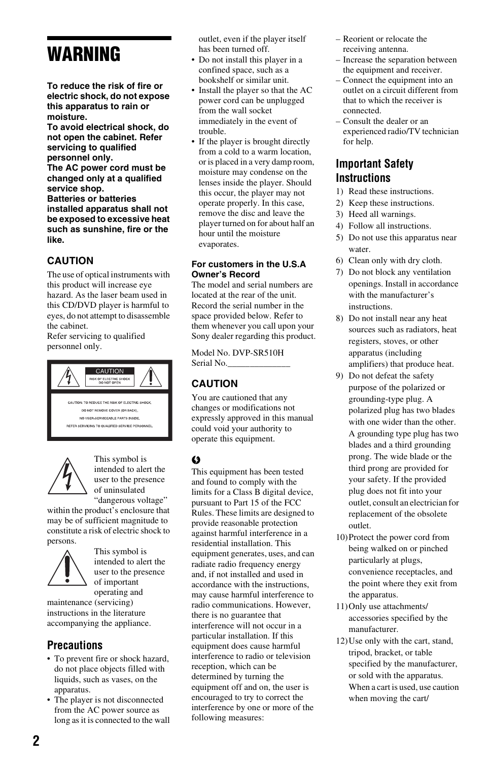# WARNING

**To reduce the risk of fire or electric shock, do not expose this apparatus to rain or moisture.**
**To avoid electrical shock, do not open the cabinet. Refer servicing to qualified personnel only.**
**The AC power cord must be changed only at a qualified service shop.**
**Batteries or batteries installed apparatus shall not be exposed to excessive heat such as sunshine, fire or the like.**

### CAUTION

The use of optical instruments with this product will increase eye hazard. As the laser beam used in this CD/DVD player is harmful to eyes, do not attempt to disassemble the cabinet.
Refer servicing to qualified personnel only.

CAUTION
RISK OF ELECTRIC SHOCK DO NOT OPEN

CAUTION: TO REDUCE THE RISK OF ELECTRIC SHOCK, DO NOT REMOVE COVER (OR BACK). NO USER-SERVICEABLE PARTS INSIDE. REFER SERVICING TO QUALIFIED SERVICE PERSONNEL.

This symbol is intended to alert the user to the presence of uninsulated "dangerous voltage" within the product's enclosure that may be of sufficient magnitude to constitute a risk of electric shock to persons.

This symbol is intended to alert the user to the presence of important operating and maintenance (servicing) instructions in the literature accompanying the appliance.

## Precautions

- To prevent fire or shock hazard, do not place objects filled with liquids, such as vases, on the apparatus.
- The player is not disconnected from the AC power source as long as it is connected to the wall outlet, even if the player itself has been turned off.
- Do not install this player in a confined space, such as a bookshelf or similar unit.
- Install the player so that the AC power cord can be unplugged from the wall socket immediately in the event of trouble.
- If the player is brought directly from a cold to a warm location, or is placed in a very damp room, moisture may condense on the lenses inside the player. Should this occur, the player may not operate properly. In this case, remove the disc and leave the player turned on for about half an hour until the moisture evaporates.

**For customers in the U.S.A**
**Owner's Record**
The model and serial numbers are located at the rear of the unit. Record the serial number in the space provided below. Refer to them whenever you call upon your Sony dealer regarding this product.

Model No. DVP-SR510H
Serial No.______________

### CAUTION

You are cautioned that any changes or modifications not expressly approved in this manual could void your authority to operate this equipment.

This equipment has been tested and found to comply with the limits for a Class B digital device, pursuant to Part 15 of the FCC Rules. These limits are designed to provide reasonable protection against harmful interference in a residential installation. This equipment generates, uses, and can radiate radio frequency energy and, if not installed and used in accordance with the instructions, may cause harmful interference to radio communications. However, there is no guarantee that interference will not occur in a particular installation. If this equipment does cause harmful interference to radio or television reception, which can be determined by turning the equipment off and on, the user is encouraged to try to correct the interference by one or more of the following measures:

– Reorient or relocate the receiving antenna.
– Increase the separation between the equipment and receiver.
– Connect the equipment into an outlet on a circuit different from that to which the receiver is connected.
– Consult the dealer or an experienced radio/TV technician for help.

## Important Safety Instructions

1) Read these instructions.
2) Keep these instructions.
3) Heed all warnings.
4) Follow all instructions.
5) Do not use this apparatus near water.
6) Clean only with dry cloth.
7) Do not block any ventilation openings. Install in accordance with the manufacturer's instructions.
8) Do not install near any heat sources such as radiators, heat registers, stoves, or other apparatus (including amplifiers) that produce heat.
9) Do not defeat the safety purpose of the polarized or grounding-type plug. A polarized plug has two blades with one wider than the other. A grounding type plug has two blades and a third grounding prong. The wide blade or the third prong are provided for your safety. If the provided plug does not fit into your outlet, consult an electrician for replacement of the obsolete outlet.
10) Protect the power cord from being walked on or pinched particularly at plugs, convenience receptacles, and the point where they exit from the apparatus.
11) Only use attachments/ accessories specified by the manufacturer.
12) Use only with the cart, stand, tripod, bracket, or table specified by the manufacturer, or sold with the apparatus. When a cart is used, use caution when moving the cart/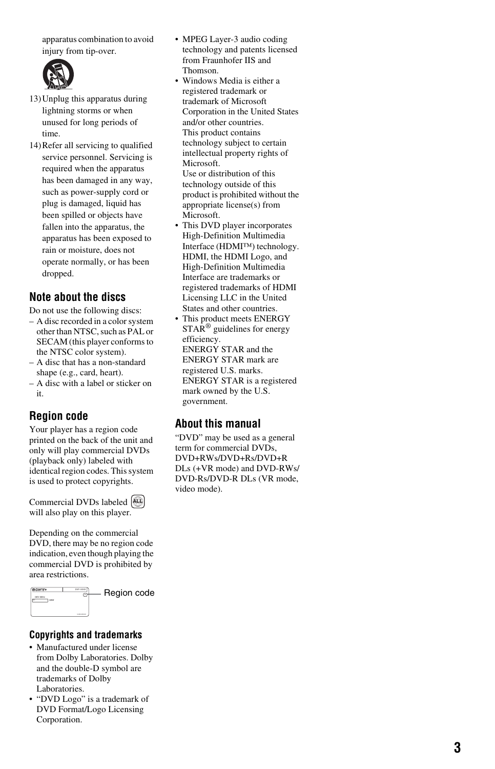apparatus combination to avoid injury from tip-over.

13) Unplug this apparatus during lightning storms or when unused for long periods of time.
14) Refer all servicing to qualified service personnel. Servicing is required when the apparatus has been damaged in any way, such as power-supply cord or plug is damaged, liquid has been spilled or objects have fallen into the apparatus, the apparatus has been exposed to rain or moisture, does not operate normally, or has been dropped.

## Note about the discs

Do not use the following discs:
– A disc recorded in a color system other than NTSC, such as PAL or SECAM (this player conforms to the NTSC color system).
– A disc that has a non-standard shape (e.g., card, heart).
– A disc with a label or sticker on it.

## Region code

Your player has a region code printed on the back of the unit and only will play commercial DVDs (playback only) labeled with identical region codes. This system is used to protect copyrights.

Commercial DVDs labeled ALL will also play on this player.

Depending on the commercial DVD, there may be no region code indication, even though playing the commercial DVD is prohibited by area restrictions.

Region code

### Copyrights and trademarks

- Manufactured under license from Dolby Laboratories. Dolby and the double-D symbol are trademarks of Dolby Laboratories.
- "DVD Logo" is a trademark of DVD Format/Logo Licensing Corporation.
- MPEG Layer-3 audio coding technology and patents licensed from Fraunhofer IIS and Thomson.
- Windows Media is either a registered trademark or trademark of Microsoft Corporation in the United States and/or other countries.
  This product contains technology subject to certain intellectual property rights of Microsoft.
  Use or distribution of this technology outside of this product is prohibited without the appropriate license(s) from Microsoft.
- This DVD player incorporates High-Definition Multimedia Interface (HDMI™) technology. HDMI, the HDMI Logo, and High-Definition Multimedia Interface are trademarks or registered trademarks of HDMI Licensing LLC in the United States and other countries.
- This product meets ENERGY STAR® guidelines for energy efficiency.
  ENERGY STAR and the ENERGY STAR mark are registered U.S. marks. ENERGY STAR is a registered mark owned by the U.S. government.

## About this manual

"DVD" may be used as a general term for commercial DVDs, DVD+RWs/DVD+Rs/DVD+R DLs (+VR mode) and DVD-RWs/DVD-Rs/DVD-R DLs (VR mode, video mode).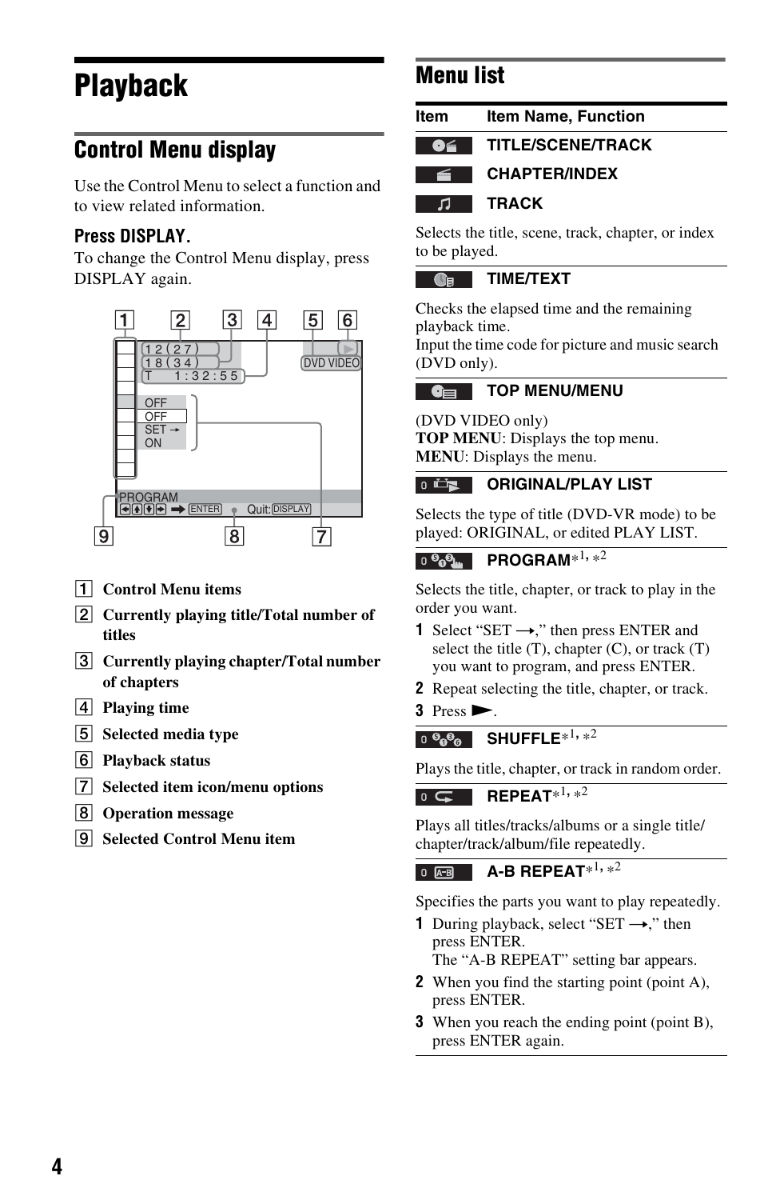# Playback

## Control Menu display

Use the Control Menu to select a function and to view related information.

### Press DISPLAY.

To change the Control Menu display, press DISPLAY again.

1 Control Menu items
2 Currently playing title/Total number of titles
3 Currently playing chapter/Total number of chapters
4 Playing time
5 Selected media type
6 Playback status
7 Selected item icon/menu options
8 Operation message
9 Selected Control Menu item

## Menu list

| Item | Item Name, Function |
|---|---|
| | TITLE/SCENE/TRACK |
| | CHAPTER/INDEX |
| | TRACK |

Selects the title, scene, track, chapter, or index to be played.

**TIME/TEXT**

Checks the elapsed time and the remaining playback time.
Input the time code for picture and music search (DVD only).

**TOP MENU/MENU**

(DVD VIDEO only)
**TOP MENU**: Displays the top menu.
**MENU**: Displays the menu.

**ORIGINAL/PLAY LIST**

Selects the type of title (DVD-VR mode) to be played: ORIGINAL, or edited PLAY LIST.

**PROGRAM**\*1, \*2

Selects the title, chapter, or track to play in the order you want.

1. Select "SET →," then press ENTER and select the title (T), chapter (C), or track (T) you want to program, and press ENTER.
2. Repeat selecting the title, chapter, or track.
3. Press ▶.

**SHUFFLE**\*1, \*2

Plays the title, chapter, or track in random order.

**REPEAT**\*1, \*2

Plays all titles/tracks/albums or a single title/chapter/track/album/file repeatedly.

**A-B REPEAT**\*1, \*2

Specifies the parts you want to play repeatedly.

1. During playback, select "SET →," then press ENTER.
   The "A-B REPEAT" setting bar appears.
2. When you find the starting point (point A), press ENTER.
3. When you reach the ending point (point B), press ENTER again.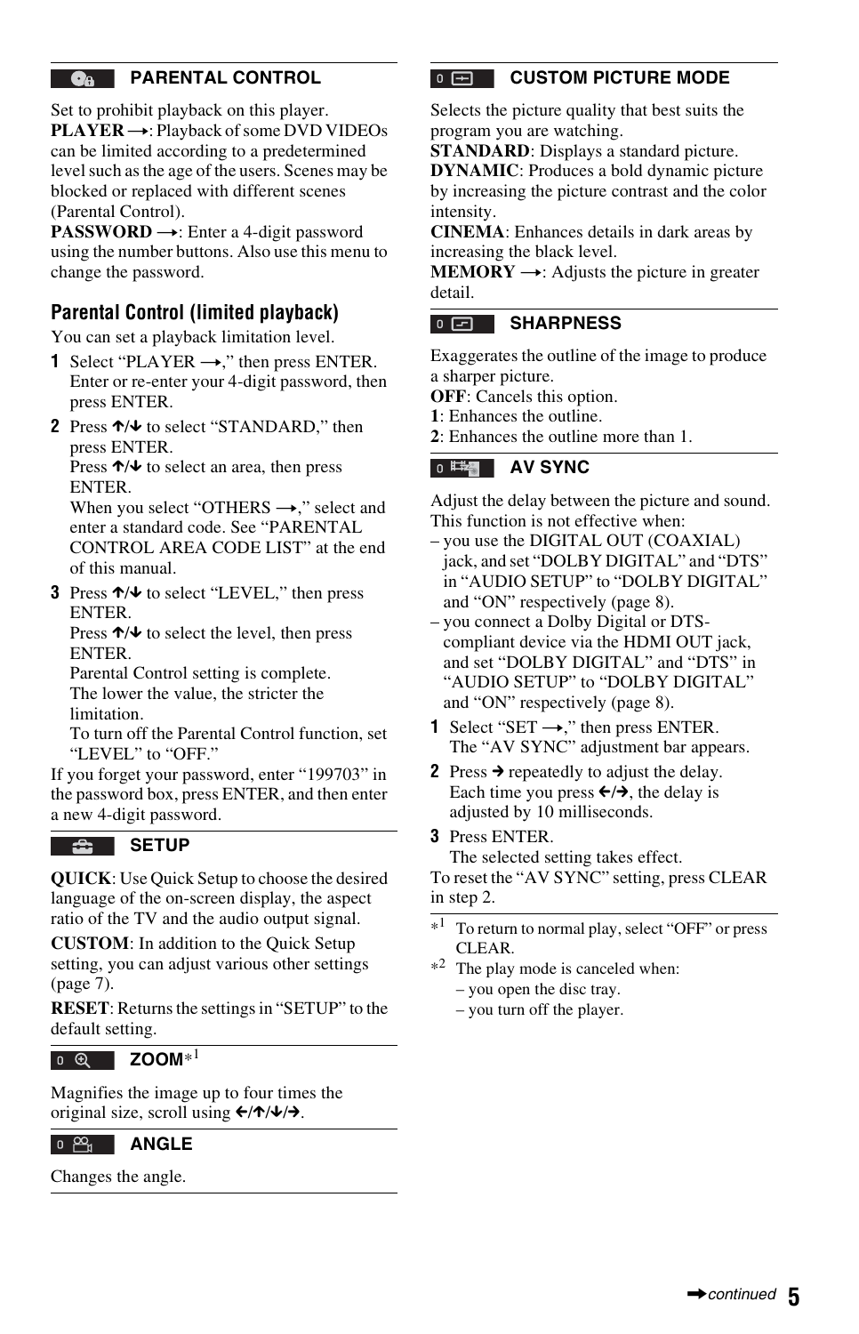### PARENTAL CONTROL

Set to prohibit playback on this player.
**PLAYER →**: Playback of some DVD VIDEOs can be limited according to a predetermined level such as the age of the users. Scenes may be blocked or replaced with different scenes (Parental Control).
**PASSWORD →**: Enter a 4-digit password using the number buttons. Also use this menu to change the password.

#### Parental Control (limited playback)

You can set a playback limitation level.

1. Select "PLAYER →," then press ENTER.
   Enter or re-enter your 4-digit password, then press ENTER.
2. Press ↑/↓ to select "STANDARD," then press ENTER.
   Press ↑/↓ to select an area, then press ENTER.
   When you select "OTHERS →," select and enter a standard code. See "PARENTAL CONTROL AREA CODE LIST" at the end of this manual.
3. Press ↑/↓ to select "LEVEL," then press ENTER.
   Press ↑/↓ to select the level, then press ENTER.
   Parental Control setting is complete.
   The lower the value, the stricter the limitation.
   To turn off the Parental Control function, set "LEVEL" to "OFF."

If you forget your password, enter "199703" in the password box, press ENTER, and then enter a new 4-digit password.

### SETUP

**QUICK**: Use Quick Setup to choose the desired language of the on-screen display, the aspect ratio of the TV and the audio output signal.

**CUSTOM**: In addition to the Quick Setup setting, you can adjust various other settings (page 7).

**RESET**: Returns the settings in "SETUP" to the default setting.

### ZOOM*[1]

Magnifies the image up to four times the original size, scroll using ←/↑/↓/→.

### ANGLE

Changes the angle.

### CUSTOM PICTURE MODE

Selects the picture quality that best suits the program you are watching.
**STANDARD**: Displays a standard picture.
**DYNAMIC**: Produces a bold dynamic picture by increasing the picture contrast and the color intensity.
**CINEMA**: Enhances details in dark areas by increasing the black level.
**MEMORY →**: Adjusts the picture in greater detail.

### SHARPNESS

Exaggerates the outline of the image to produce a sharper picture.
**OFF**: Cancels this option.
**1**: Enhances the outline.
**2**: Enhances the outline more than 1.

### AV SYNC

Adjust the delay between the picture and sound.
This function is not effective when:
- you use the DIGITAL OUT (COAXIAL) jack, and set "DOLBY DIGITAL" and "DTS" in "AUDIO SETUP" to "DOLBY DIGITAL" and "ON" respectively (page 8).
- you connect a Dolby Digital or DTS-compliant device via the HDMI OUT jack, and set "DOLBY DIGITAL" and "DTS" in "AUDIO SETUP" to "DOLBY DIGITAL" and "ON" respectively (page 8).

1. Select "SET →," then press ENTER.
   The "AV SYNC" adjustment bar appears.
2. Press → repeatedly to adjust the delay.
   Each time you press ←/→, the delay is adjusted by 10 milliseconds.
3. Press ENTER.
   The selected setting takes effect.

To reset the "AV SYNC" setting, press CLEAR in step 2.

*[1] To return to normal play, select "OFF" or press CLEAR.
*[2] The play mode is canceled when:
– you open the disc tray.
– you turn off the player.

→continued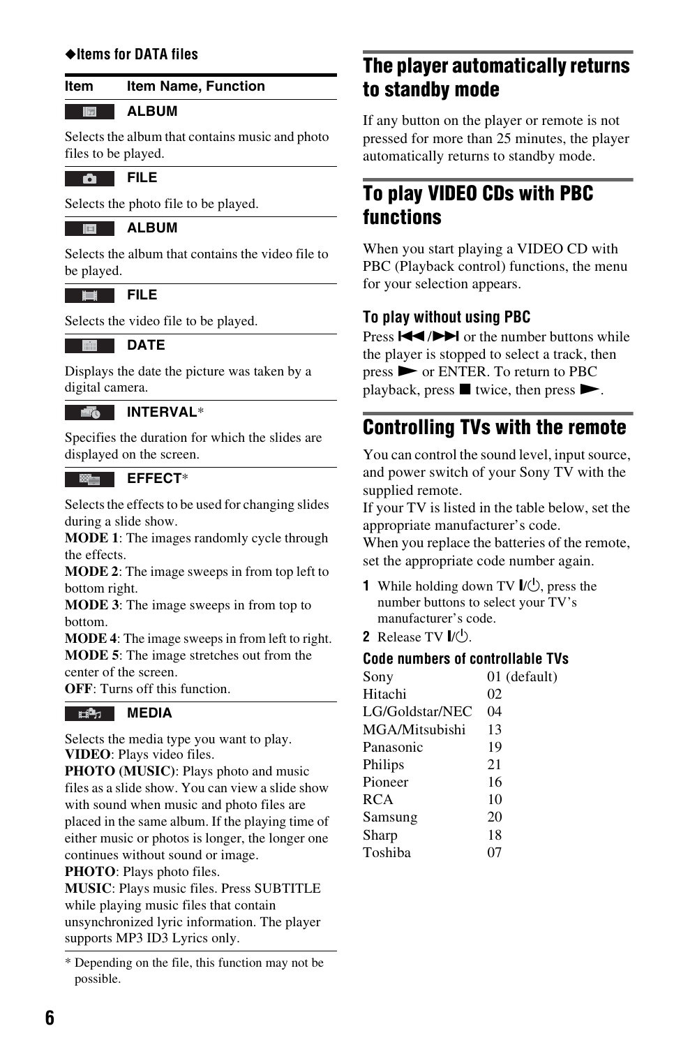◆**Items for DATA files**

| Item | Item Name, Function |
|---|---|
| | **ALBUM** |

Selects the album that contains music and photo files to be played.

**FILE**

Selects the photo file to be played.

**ALBUM**

Selects the album that contains the video file to be played.

**FILE**

Selects the video file to be played.

**DATE**

Displays the date the picture was taken by a digital camera.

**INTERVAL***

Specifies the duration for which the slides are displayed on the screen.

**EFFECT***

Selects the effects to be used for changing slides during a slide show.
**MODE 1**: The images randomly cycle through the effects.
**MODE 2**: The image sweeps in from top left to bottom right.
**MODE 3**: The image sweeps in from top to bottom.
**MODE 4**: The image sweeps in from left to right.
**MODE 5**: The image stretches out from the center of the screen.
**OFF**: Turns off this function.

**MEDIA**

Selects the media type you want to play.
**VIDEO**: Plays video files.
**PHOTO (MUSIC)**: Plays photo and music files as a slide show. You can view a slide show with sound when music and photo files are placed in the same album. If the playing time of either music or photos is longer, the longer one continues without sound or image.
**PHOTO**: Plays photo files.
**MUSIC**: Plays music files. Press SUBTITLE while playing music files that contain unsynchronized lyric information. The player supports MP3 ID3 Lyrics only.

\* Depending on the file, this function may not be possible.

## The player automatically returns to standby mode

If any button on the player or remote is not pressed for more than 25 minutes, the player automatically returns to standby mode.

## To play VIDEO CDs with PBC functions

When you start playing a VIDEO CD with PBC (Playback control) functions, the menu for your selection appears.

### To play without using PBC

Press ⏮/⏭ or the number buttons while the player is stopped to select a track, then press ▶ or ENTER. To return to PBC playback, press ■ twice, then press ▶.

## Controlling TVs with the remote

You can control the sound level, input source, and power switch of your Sony TV with the supplied remote.
If your TV is listed in the table below, set the appropriate manufacturer's code.
When you replace the batteries of the remote, set the appropriate code number again.

1. While holding down TV I/⏻, press the number buttons to select your TV's manufacturer's code.
2. Release TV I/⏻.

### Code numbers of controllable TVs

| | |
|---|---|
| Sony | 01 (default) |
| Hitachi | 02 |
| LG/Goldstar/NEC | 04 |
| MGA/Mitsubishi | 13 |
| Panasonic | 19 |
| Philips | 21 |
| Pioneer | 16 |
| RCA | 10 |
| Samsung | 20 |
| Sharp | 18 |
| Toshiba | 07 |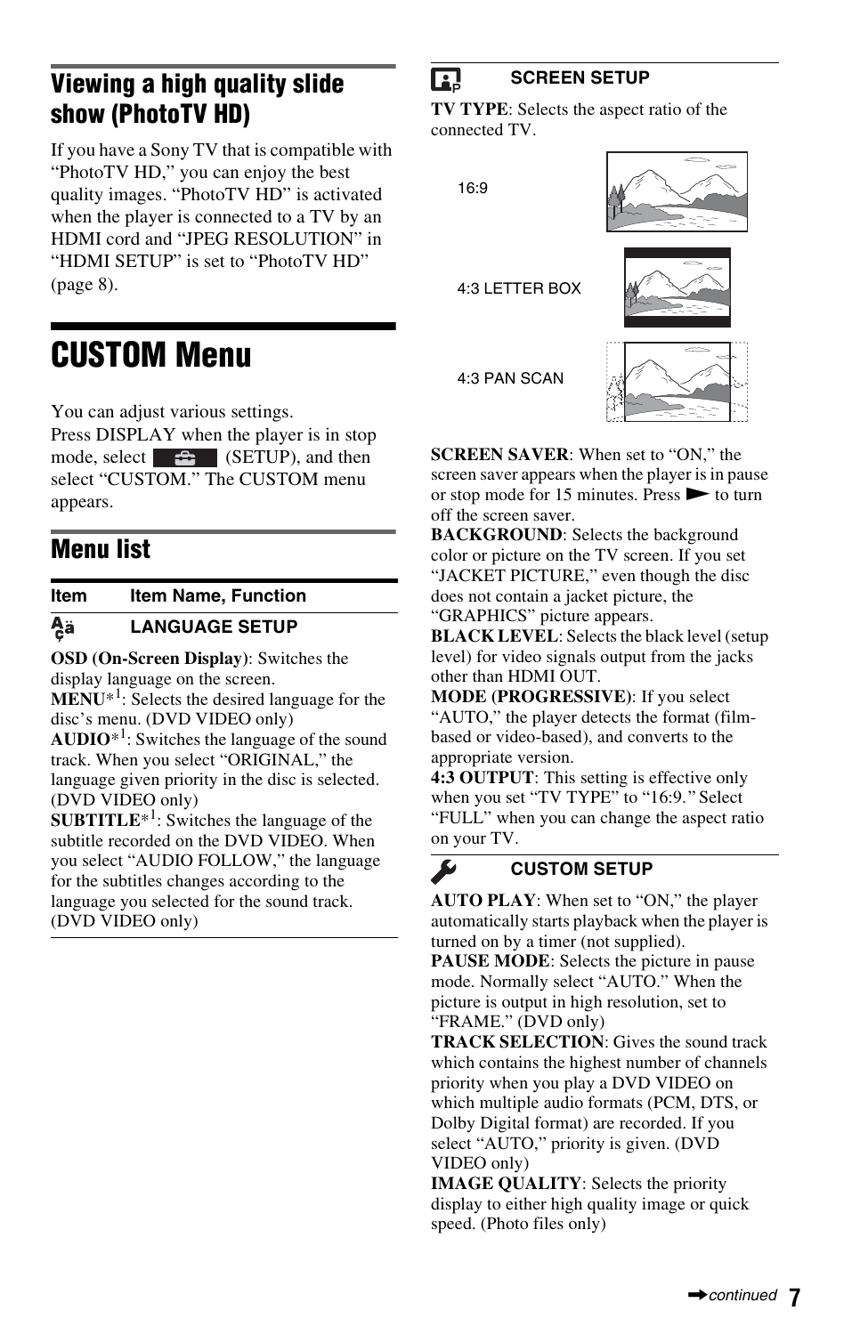## Viewing a high quality slide show (PhotoTV HD)

If you have a Sony TV that is compatible with “PhotoTV HD,” you can enjoy the best quality images. “PhotoTV HD” is activated when the player is connected to a TV by an HDMI cord and “JPEG RESOLUTION” in “HDMI SETUP” is set to “PhotoTV HD” (page 8).

# CUSTOM Menu

You can adjust various settings.
Press DISPLAY when the player is in stop mode, select (SETUP), and then select “CUSTOM.” The CUSTOM menu appears.

## Menu list

| Item | Item Name, Function |
|---|---|

**LANGUAGE SETUP**

**OSD (On-Screen Display)**: Switches the display language on the screen.
**MENU**\*1: Selects the desired language for the disc’s menu. (DVD VIDEO only)
**AUDIO**\*1: Switches the language of the sound track. When you select “ORIGINAL,” the language given priority in the disc is selected. (DVD VIDEO only)
**SUBTITLE**\*1: Switches the language of the subtitle recorded on the DVD VIDEO. When you select “AUDIO FOLLOW,” the language for the subtitles changes according to the language you selected for the sound track. (DVD VIDEO only)

**SCREEN SETUP**

**TV TYPE**: Selects the aspect ratio of the connected TV.

16:9

4:3 LETTER BOX

4:3 PAN SCAN

**SCREEN SAVER**: When set to “ON,” the screen saver appears when the player is in pause or stop mode for 15 minutes. Press ▷ to turn off the screen saver.
**BACKGROUND**: Selects the background color or picture on the TV screen. If you set “JACKET PICTURE,” even though the disc does not contain a jacket picture, the “GRAPHICS” picture appears.
**BLACK LEVEL**: Selects the black level (setup level) for video signals output from the jacks other than HDMI OUT.
**MODE (PROGRESSIVE)**: If you select “AUTO,” the player detects the format (film-based or video-based), and converts to the appropriate version.
**4:3 OUTPUT**: This setting is effective only when you set “TV TYPE” to “16:9.” Select “FULL” when you can change the aspect ratio on your TV.

**CUSTOM SETUP**

**AUTO PLAY**: When set to “ON,” the player automatically starts playback when the player is turned on by a timer (not supplied).
**PAUSE MODE**: Selects the picture in pause mode. Normally select “AUTO.” When the picture is output in high resolution, set to “FRAME.” (DVD only)
**TRACK SELECTION**: Gives the sound track which contains the highest number of channels priority when you play a DVD VIDEO on which multiple audio formats (PCM, DTS, or Dolby Digital format) are recorded. If you select “AUTO,” priority is given. (DVD VIDEO only)
**IMAGE QUALITY**: Selects the priority display to either high quality image or quick speed. (Photo files only)

→continued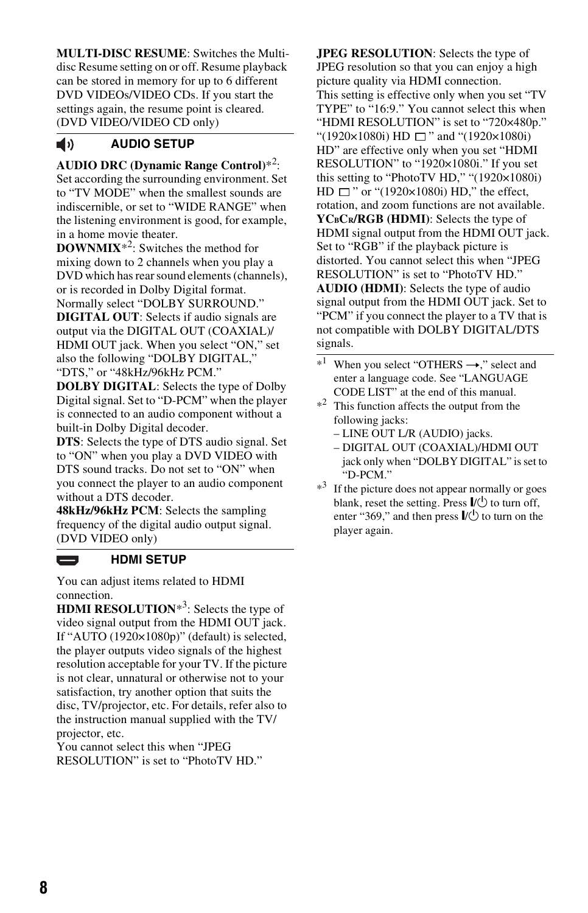**MULTI-DISC RESUME**: Switches the Multi-disc Resume setting on or off. Resume playback can be stored in memory for up to 6 different DVD VIDEOs/VIDEO CDs. If you start the settings again, the resume point is cleared. (DVD VIDEO/VIDEO CD only)

### AUDIO SETUP

**AUDIO DRC (Dynamic Range Control)***[2]: Set according the surrounding environment. Set to “TV MODE” when the smallest sounds are indiscernible, or set to “WIDE RANGE” when the listening environment is good, for example, in a home movie theater.

**DOWNMIX***[2]: Switches the method for mixing down to 2 channels when you play a DVD which has rear sound elements (channels), or is recorded in Dolby Digital format. Normally select “DOLBY SURROUND.”

**DIGITAL OUT**: Selects if audio signals are output via the DIGITAL OUT (COAXIAL)/ HDMI OUT jack. When you select “ON,” set also the following “DOLBY DIGITAL,” “DTS,” or “48kHz/96kHz PCM.”

**DOLBY DIGITAL**: Selects the type of Dolby Digital signal. Set to “D-PCM” when the player is connected to an audio component without a built-in Dolby Digital decoder.

**DTS**: Selects the type of DTS audio signal. Set to “ON” when you play a DVD VIDEO with DTS sound tracks. Do not set to “ON” when you connect the player to an audio component without a DTS decoder.

**48kHz/96kHz PCM**: Selects the sampling frequency of the digital audio output signal. (DVD VIDEO only)

### HDMI SETUP

You can adjust items related to HDMI connection.

**HDMI RESOLUTION***[3]: Selects the type of video signal output from the HDMI OUT jack. If “AUTO (1920×1080p)” (default) is selected, the player outputs video signals of the highest resolution acceptable for your TV. If the picture is not clear, unnatural or otherwise not to your satisfaction, try another option that suits the disc, TV/projector, etc. For details, refer also to the instruction manual supplied with the TV/ projector, etc.
You cannot select this when “JPEG RESOLUTION” is set to “PhotoTV HD.”

**JPEG RESOLUTION**: Selects the type of JPEG resolution so that you can enjoy a high picture quality via HDMI connection.
This setting is effective only when you set “TV TYPE” to “16:9.” You cannot select this when “HDMI RESOLUTION” is set to “720×480p.” “(1920×1080i) HD ▭ ” and “(1920×1080i) HD” are effective only when you set “HDMI RESOLUTION” to “1920×1080i.” If you set this setting to “PhotoTV HD,” “(1920×1080i) HD ▭ ” or “(1920×1080i) HD,” the effect, rotation, and zoom functions are not available.

**YCBCR/RGB (HDMI)**: Selects the type of HDMI signal output from the HDMI OUT jack. Set to “RGB” if the playback picture is distorted. You cannot select this when “JPEG RESOLUTION” is set to “PhotoTV HD.”

**AUDIO (HDMI)**: Selects the type of audio signal output from the HDMI OUT jack. Set to “PCM” if you connect the player to a TV that is not compatible with DOLBY DIGITAL/DTS signals.

---

*[1] When you select “OTHERS →,” select and enter a language code. See “LANGUAGE CODE LIST” at the end of this manual.

*[2] This function affects the output from the following jacks:
– LINE OUT L/R (AUDIO) jacks.
– DIGITAL OUT (COAXIAL)/HDMI OUT jack only when “DOLBY DIGITAL” is set to “D-PCM.”

*[3] If the picture does not appear normally or goes blank, reset the setting. Press I/⏻ to turn off, enter “369,” and then press I/⏻ to turn on the player again.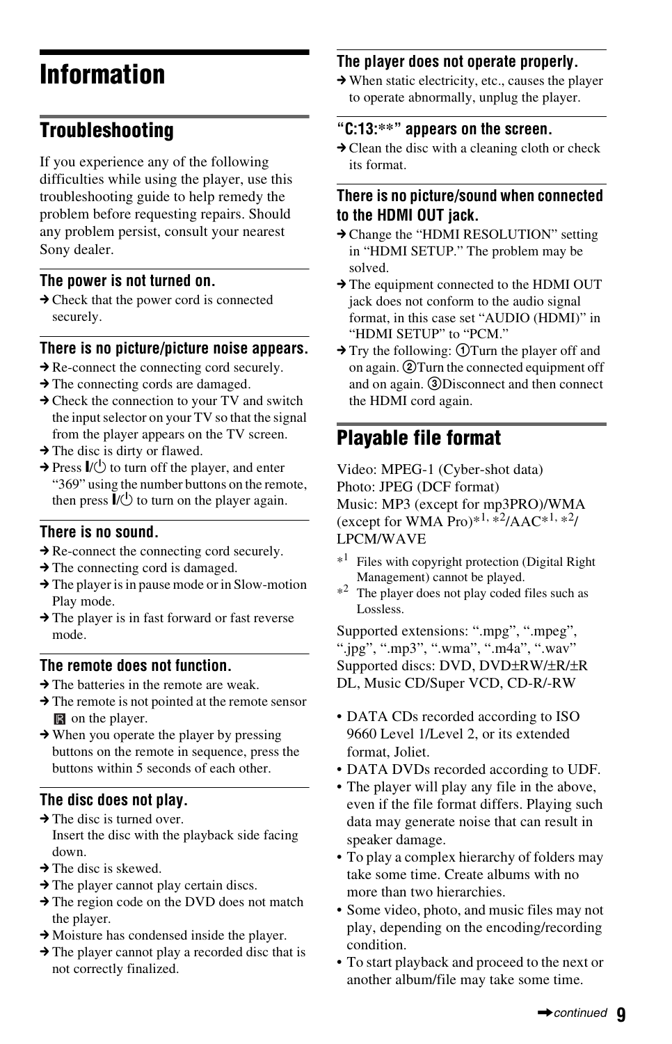# Information

## Troubleshooting

If you experience any of the following difficulties while using the player, use this troubleshooting guide to help remedy the problem before requesting repairs. Should any problem persist, consult your nearest Sony dealer.

### The power is not turned on.

➔ Check that the power cord is connected securely.

### There is no picture/picture noise appears.

➔ Re-connect the connecting cord securely.
➔ The connecting cords are damaged.
➔ Check the connection to your TV and switch the input selector on your TV so that the signal from the player appears on the TV screen.
➔ The disc is dirty or flawed.
➔ Press I/⏻ to turn off the player, and enter "369" using the number buttons on the remote, then press I/⏻ to turn on the player again.

### There is no sound.

➔ Re-connect the connecting cord securely.
➔ The connecting cord is damaged.
➔ The player is in pause mode or in Slow-motion Play mode.
➔ The player is in fast forward or fast reverse mode.

### The remote does not function.

➔ The batteries in the remote are weak.
➔ The remote is not pointed at the remote sensor on the player.
➔ When you operate the player by pressing buttons on the remote in sequence, press the buttons within 5 seconds of each other.

### The disc does not play.

➔ The disc is turned over.
Insert the disc with the playback side facing down.
➔ The disc is skewed.
➔ The player cannot play certain discs.
➔ The region code on the DVD does not match the player.
➔ Moisture has condensed inside the player.
➔ The player cannot play a recorded disc that is not correctly finalized.

### The player does not operate properly.

➔ When static electricity, etc., causes the player to operate abnormally, unplug the player.

### "C:13:**" appears on the screen.

➔ Clean the disc with a cleaning cloth or check its format.

### There is no picture/sound when connected to the HDMI OUT jack.

➔ Change the "HDMI RESOLUTION" setting in "HDMI SETUP." The problem may be solved.
➔ The equipment connected to the HDMI OUT jack does not conform to the audio signal format, in this case set "AUDIO (HDMI)" in "HDMI SETUP" to "PCM."
➔ Try the following: ①Turn the player off and on again. ②Turn the connected equipment off and on again. ③Disconnect and then connect the HDMI cord again.

## Playable file format

Video: MPEG-1 (Cyber-shot data)
Photo: JPEG (DCF format)
Music: MP3 (except for mp3PRO)/WMA (except for WMA Pro)*[1], *[2]/AAC*[1], *[2]/LPCM/WAVE

*[1] Files with copyright protection (Digital Right Management) cannot be played.
*[2] The player does not play coded files such as Lossless.

Supported extensions: ".mpg", ".mpeg", ".jpg", ".mp3", ".wma", ".m4a", ".wav"
Supported discs: DVD, DVD±RW/±R/±R DL, Music CD/Super VCD, CD-R/-RW

- DATA CDs recorded according to ISO 9660 Level 1/Level 2, or its extended format, Joliet.
- DATA DVDs recorded according to UDF.
- The player will play any file in the above, even if the file format differs. Playing such data may generate noise that can result in speaker damage.
- To play a complex hierarchy of folders may take some time. Create albums with no more than two hierarchies.
- Some video, photo, and music files may not play, depending on the encoding/recording condition.
- To start playback and proceed to the next or another album/file may take some time.

➔continued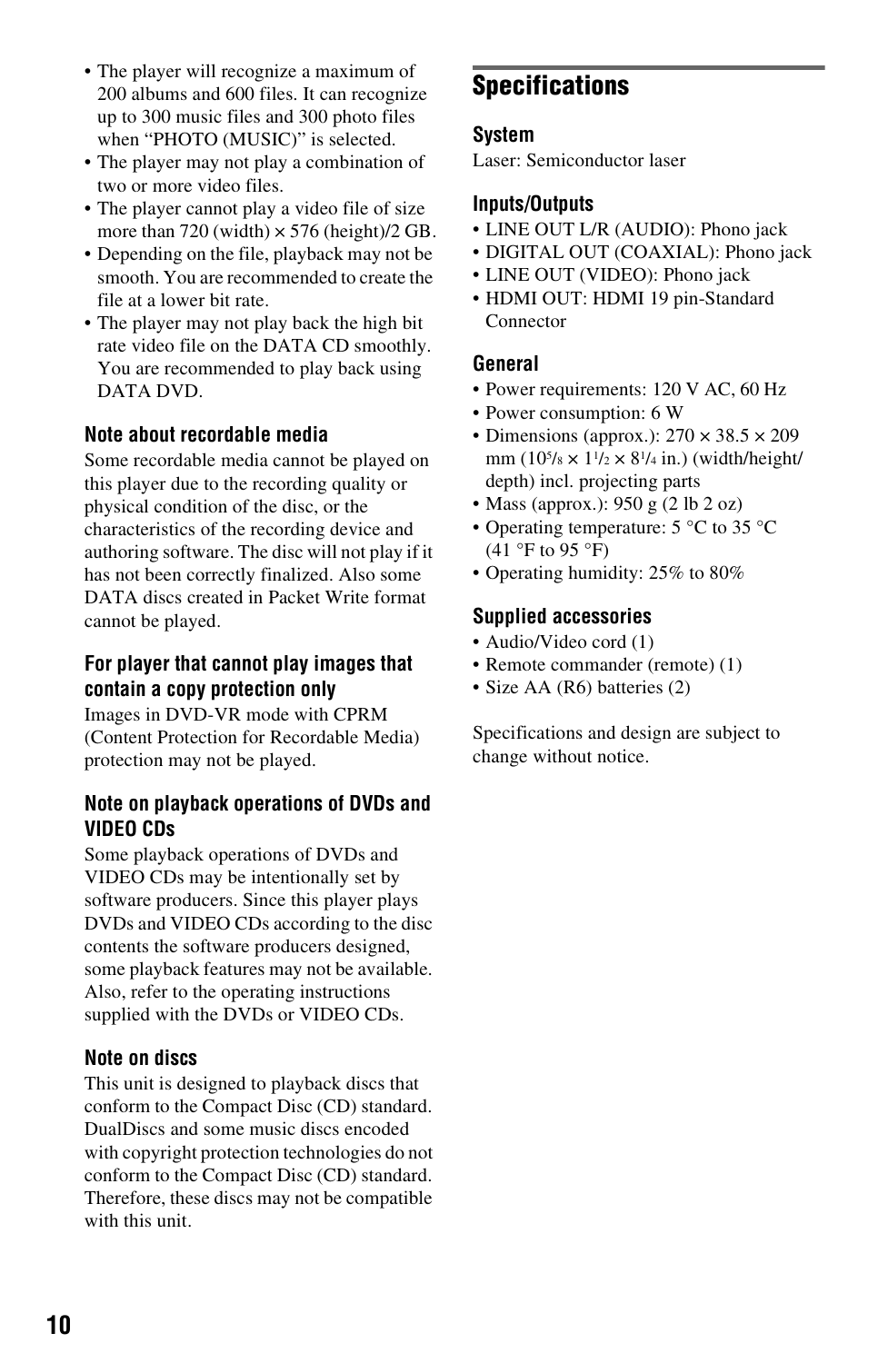- The player will recognize a maximum of 200 albums and 600 files. It can recognize up to 300 music files and 300 photo files when "PHOTO (MUSIC)" is selected.
- The player may not play a combination of two or more video files.
- The player cannot play a video file of size more than 720 (width) × 576 (height)/2 GB.
- Depending on the file, playback may not be smooth. You are recommended to create the file at a lower bit rate.
- The player may not play back the high bit rate video file on the DATA CD smoothly. You are recommended to play back using DATA DVD.

### Note about recordable media

Some recordable media cannot be played on this player due to the recording quality or physical condition of the disc, or the characteristics of the recording device and authoring software. The disc will not play if it has not been correctly finalized. Also some DATA discs created in Packet Write format cannot be played.

### For player that cannot play images that contain a copy protection only

Images in DVD-VR mode with CPRM (Content Protection for Recordable Media) protection may not be played.

### Note on playback operations of DVDs and VIDEO CDs

Some playback operations of DVDs and VIDEO CDs may be intentionally set by software producers. Since this player plays DVDs and VIDEO CDs according to the disc contents the software producers designed, some playback features may not be available. Also, refer to the operating instructions supplied with the DVDs or VIDEO CDs.

### Note on discs

This unit is designed to playback discs that conform to the Compact Disc (CD) standard. DualDiscs and some music discs encoded with copyright protection technologies do not conform to the Compact Disc (CD) standard. Therefore, these discs may not be compatible with this unit.

## Specifications

### System

Laser: Semiconductor laser

### Inputs/Outputs

- LINE OUT L/R (AUDIO): Phono jack
- DIGITAL OUT (COAXIAL): Phono jack
- LINE OUT (VIDEO): Phono jack
- HDMI OUT: HDMI 19 pin-Standard Connector

### General

- Power requirements: 120 V AC, 60 Hz
- Power consumption: 6 W
- Dimensions (approx.): 270 × 38.5 × 209 mm (10 5/8 × 1 1/2 × 8 1/4 in.) (width/height/depth) incl. projecting parts
- Mass (approx.): 950 g (2 lb 2 oz)
- Operating temperature: 5 °C to 35 °C (41 °F to 95 °F)
- Operating humidity: 25% to 80%

### Supplied accessories

- Audio/Video cord (1)
- Remote commander (remote) (1)
- Size AA (R6) batteries (2)

Specifications and design are subject to change without notice.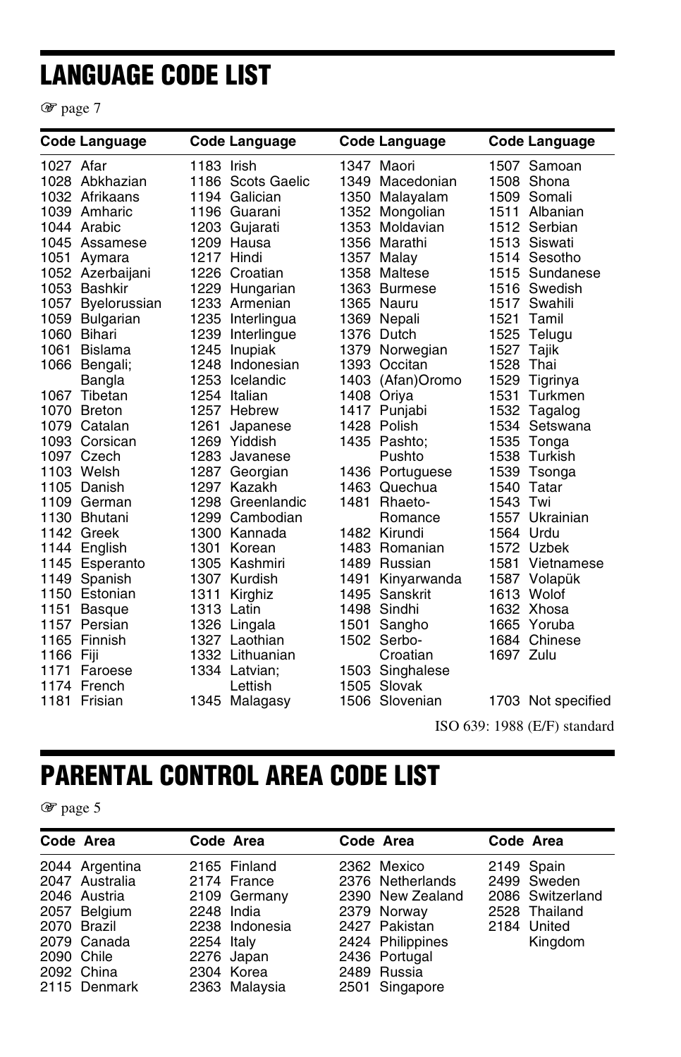# LANGUAGE CODE LIST

☞ page 7

| Code | Language | Code | Language | Code | Language | Code | Language |
|---|---|---|---|---|---|---|---|
| 1027 | Afar | 1183 | Irish | 1347 | Maori | 1507 | Samoan |
| 1028 | Abkhazian | 1186 | Scots Gaelic | 1349 | Macedonian | 1508 | Shona |
| 1032 | Afrikaans | 1194 | Galician | 1350 | Malayalam | 1509 | Somali |
| 1039 | Amharic | 1196 | Guarani | 1352 | Mongolian | 1511 | Albanian |
| 1044 | Arabic | 1203 | Gujarati | 1353 | Moldavian | 1512 | Serbian |
| 1045 | Assamese | 1209 | Hausa | 1356 | Marathi | 1513 | Siswati |
| 1051 | Aymara | 1217 | Hindi | 1357 | Malay | 1514 | Sesotho |
| 1052 | Azerbaijani | 1226 | Croatian | 1358 | Maltese | 1515 | Sundanese |
| 1053 | Bashkir | 1229 | Hungarian | 1363 | Burmese | 1516 | Swedish |
| 1057 | Byelorussian | 1233 | Armenian | 1365 | Nauru | 1517 | Swahili |
| 1059 | Bulgarian | 1235 | Interlingua | 1369 | Nepali | 1521 | Tamil |
| 1060 | Bihari | 1239 | Interlingue | 1376 | Dutch | 1525 | Telugu |
| 1061 | Bislama | 1245 | Inupiak | 1379 | Norwegian | 1527 | Tajik |
| 1066 | Bengali; Bangla | 1248 | Indonesian | 1393 | Occitan | 1528 | Thai |
| 1067 | Tibetan | 1253 | Icelandic | 1403 | (Afan)Oromo | 1529 | Tigrinya |
| 1070 | Breton | 1254 | Italian | 1408 | Oriya | 1531 | Turkmen |
| 1079 | Catalan | 1257 | Hebrew | 1417 | Punjabi | 1532 | Tagalog |
| 1093 | Corsican | 1261 | Japanese | 1428 | Polish | 1534 | Setswana |
| 1097 | Czech | 1269 | Yiddish | 1435 | Pashto; Pushto | 1535 | Tonga |
| 1103 | Welsh | 1283 | Javanese | 1436 | Portuguese | 1538 | Turkish |
| 1105 | Danish | 1287 | Georgian | 1463 | Quechua | 1539 | Tsonga |
| 1109 | German | 1297 | Kazakh | 1481 | Rhaeto-Romance | 1540 | Tatar |
| 1130 | Bhutani | 1298 | Greenlandic | 1482 | Kirundi | 1543 | Twi |
| 1142 | Greek | 1299 | Cambodian | 1483 | Romanian | 1557 | Ukrainian |
| 1144 | English | 1300 | Kannada | 1489 | Russian | 1564 | Urdu |
| 1145 | Esperanto | 1301 | Korean | 1491 | Kinyarwanda | 1572 | Uzbek |
| 1149 | Spanish | 1305 | Kashmiri | 1495 | Sanskrit | 1581 | Vietnamese |
| 1150 | Estonian | 1307 | Kurdish | 1498 | Sindhi | 1587 | Volapük |
| 1151 | Basque | 1311 | Kirghiz | 1501 | Sangho | 1613 | Wolof |
| 1157 | Persian | 1313 | Latin | 1502 | Serbo-Croatian | 1632 | Xhosa |
| 1165 | Finnish | 1326 | Lingala | 1503 | Singhalese | 1665 | Yoruba |
| 1166 | Fiji | 1327 | Laothian | 1505 | Slovak | 1684 | Chinese |
| 1171 | Faroese | 1332 | Lithuanian | 1506 | Slovenian | 1697 | Zulu |
| 1174 | French | 1334 | Latvian; Lettish | | | | |
| 1181 | Frisian | 1345 | Malagasy | | | 1703 | Not specified |

ISO 639: 1988 (E/F) standard

# PARENTAL CONTROL AREA CODE LIST

☞ page 5

| Code | Area | Code | Area | Code | Area | Code | Area |
|---|---|---|---|---|---|---|---|
| 2044 | Argentina | 2165 | Finland | 2362 | Mexico | 2149 | Spain |
| 2047 | Australia | 2174 | France | 2376 | Netherlands | 2499 | Sweden |
| 2046 | Austria | 2109 | Germany | 2390 | New Zealand | 2086 | Switzerland |
| 2057 | Belgium | 2248 | India | 2379 | Norway | 2528 | Thailand |
| 2070 | Brazil | 2238 | Indonesia | 2427 | Pakistan | 2184 | United Kingdom |
| 2079 | Canada | 2254 | Italy | 2424 | Philippines | | |
| 2090 | Chile | 2276 | Japan | 2436 | Portugal | | |
| 2092 | China | 2304 | Korea | 2489 | Russia | | |
| 2115 | Denmark | 2363 | Malaysia | 2501 | Singapore | | |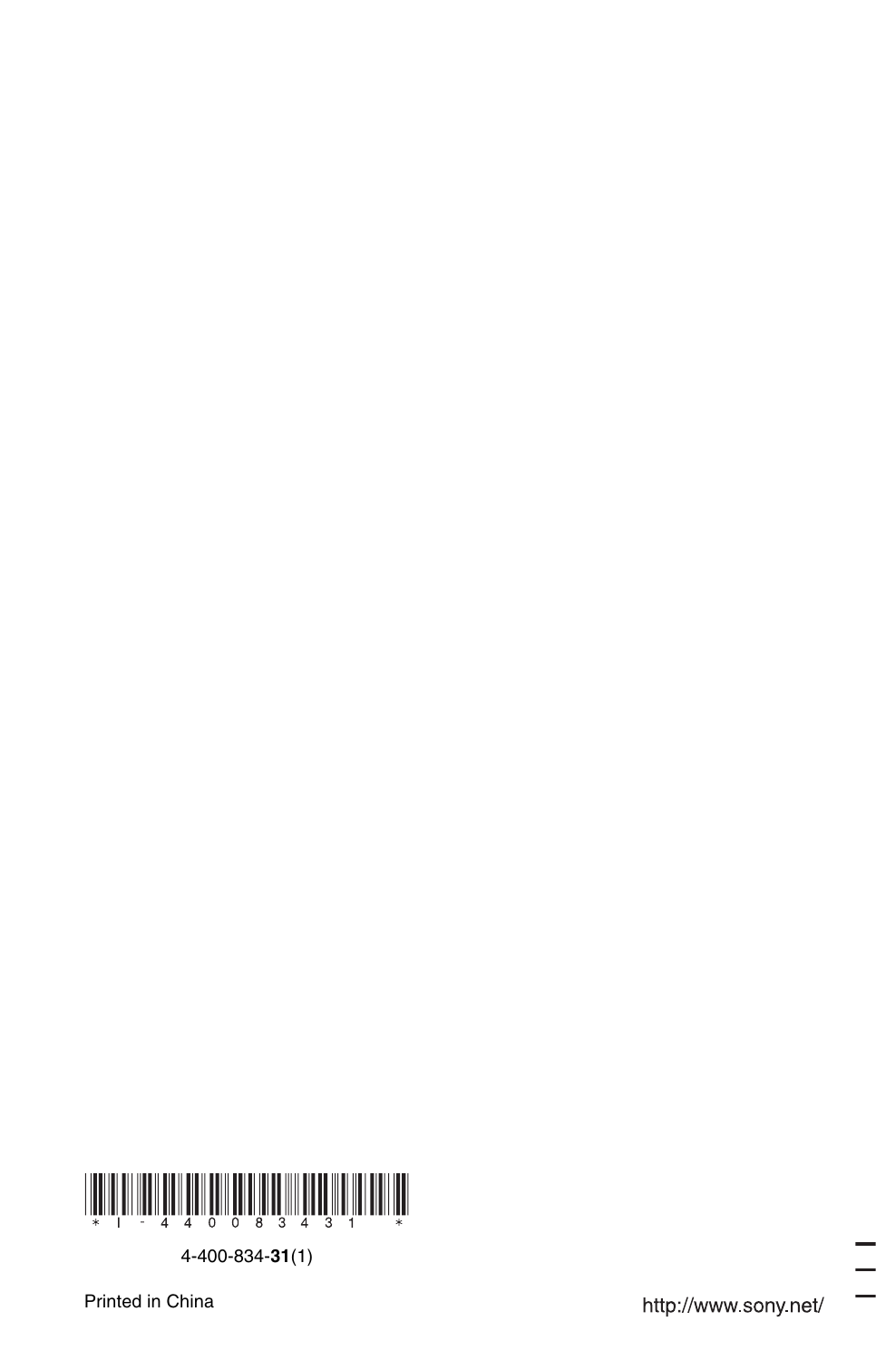*I-440083431*

4-400-834-**31**(1)

Printed in China

http://www.sony.net/